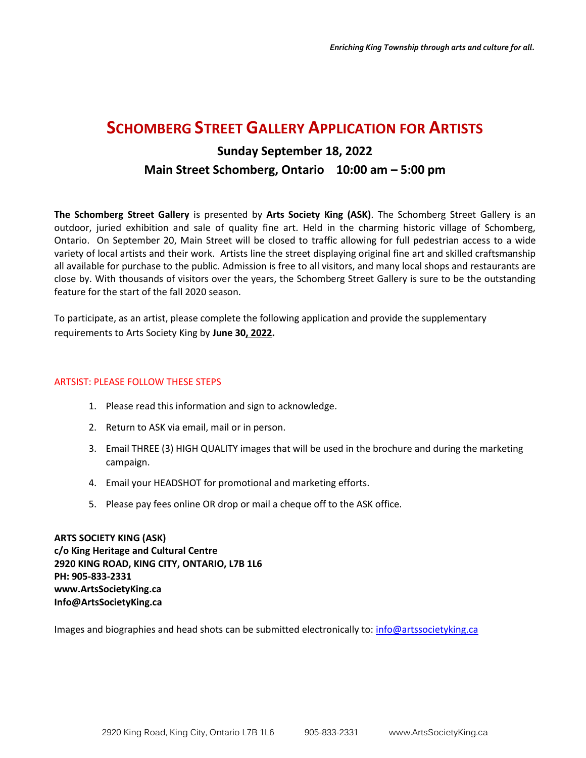*Enriching King Township through arts and culture for all.*

# SCHOMBERG STREET GALLERY APPLICATION FOR ARTISTS

## Sunday September 18, 2022

## Main Street Schomberg, Ontario 10:00 am – 5:00 pm

**The Schomberg Street Gallery** is presented by **Arts Society King (ASK)**. The Schomberg Street Gallery is an outdoor, juried exhibition and sale of quality fine art. Held in the charming historic village of Schomberg, Ontario. On September 20, Main Street will be closed to traffic allowing for full pedestrian access to a wide variety of local artists and their work. Artists line the street displaying original fine art and skilled craftsmanship all available for purchase to the public. Admission is free to all visitors, and many local shops and restaurants are close by. With thousands of visitors over the years, the Schomberg Street Gallery is sure to be the outstanding feature for the start of the fall 2020 season.

To participate, as an artist, please complete the following application and provide the supplementary requirements to Arts Society King by **June 30, 2022.**

ARTSIST: PLEASE FOLLOW THESE STEPS

1. Please read this information and sign to acknowledge.
2. Return to ASK via email, mail or in person.
3. Email THREE (3) HIGH QUALITY images that will be used in the brochure and during the marketing campaign.
4. Email your HEADSHOT for promotional and marketing efforts.
5. Please pay fees online OR drop or mail a cheque off to the ASK office.

**ARTS SOCIETY KING (ASK)**
**c/o King Heritage and Cultural Centre**
**2920 KING ROAD, KING CITY, ONTARIO, L7B 1L6**
**PH: 905-833-2331**
**www.ArtsSocietyKing.ca**
**Info@ArtsSocietyKing.ca**

Images and biographies and head shots can be submitted electronically to: info@artssocietyking.ca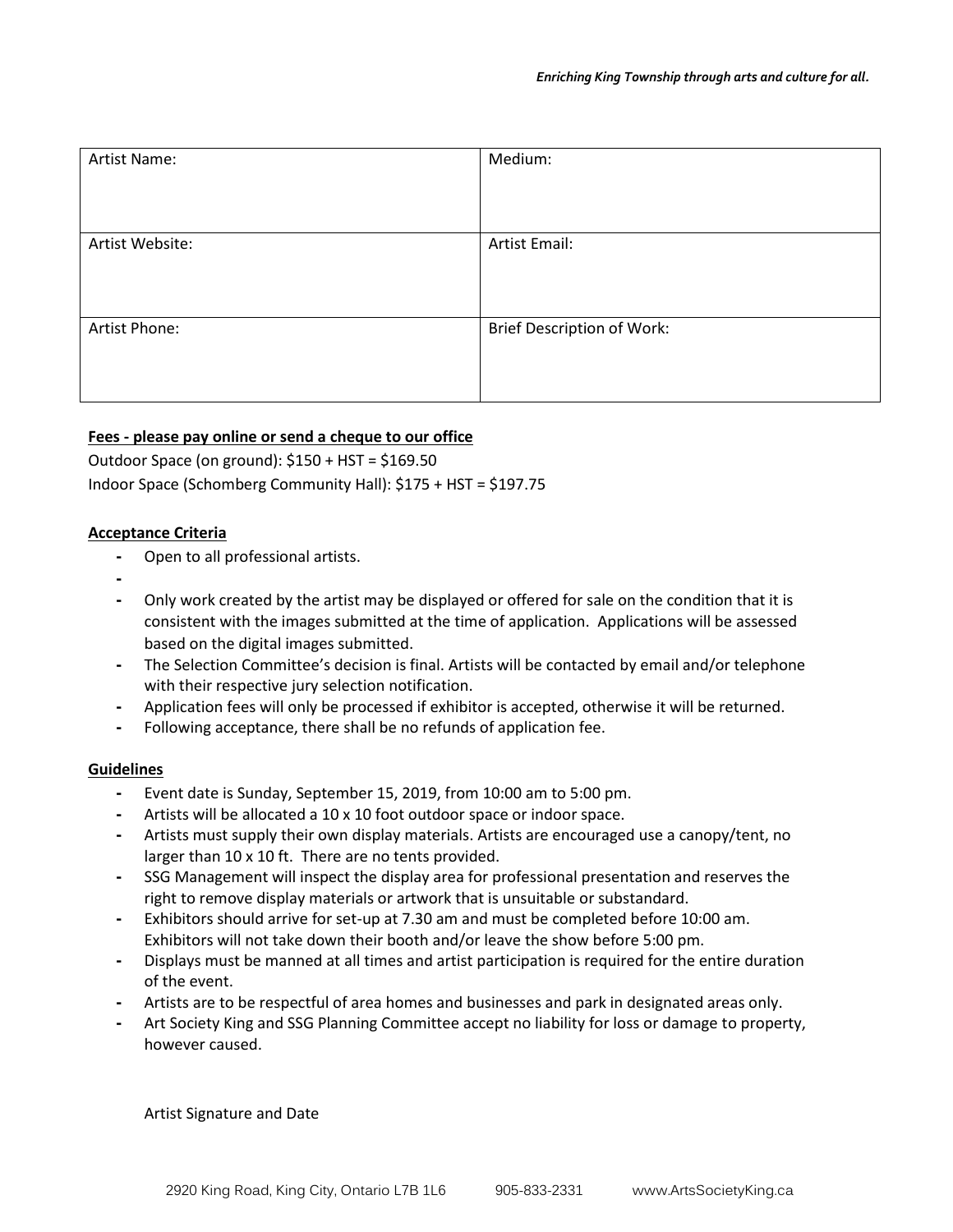*Enriching King Township through arts and culture for all.*

| | |
|---|---|
| Artist Name: | Medium: |
| Artist Website: | Artist Email: |
| Artist Phone: | Brief Description of Work: |

**Fees - please pay online or send a cheque to our office**

Outdoor Space (on ground): $150 + HST = $169.50
Indoor Space (Schomberg Community Hall): $175 + HST = $197.75

**Acceptance Criteria**

- Open to all professional artists.
- 
- Only work created by the artist may be displayed or offered for sale on the condition that it is consistent with the images submitted at the time of application. Applications will be assessed based on the digital images submitted.
- The Selection Committee's decision is final. Artists will be contacted by email and/or telephone with their respective jury selection notification.
- Application fees will only be processed if exhibitor is accepted, otherwise it will be returned.
- Following acceptance, there shall be no refunds of application fee.

**Guidelines**

- Event date is Sunday, September 15, 2019, from 10:00 am to 5:00 pm.
- Artists will be allocated a 10 x 10 foot outdoor space or indoor space.
- Artists must supply their own display materials. Artists are encouraged use a canopy/tent, no larger than 10 x 10 ft. There are no tents provided.
- SSG Management will inspect the display area for professional presentation and reserves the right to remove display materials or artwork that is unsuitable or substandard.
- Exhibitors should arrive for set-up at 7.30 am and must be completed before 10:00 am. Exhibitors will not take down their booth and/or leave the show before 5:00 pm.
- Displays must be manned at all times and artist participation is required for the entire duration of the event.
- Artists are to be respectful of area homes and businesses and park in designated areas only.
- Art Society King and SSG Planning Committee accept no liability for loss or damage to property, however caused.

Artist Signature and Date

2920 King Road, King City, Ontario L7B 1L6 905-833-2331 www.ArtsSocietyKing.ca